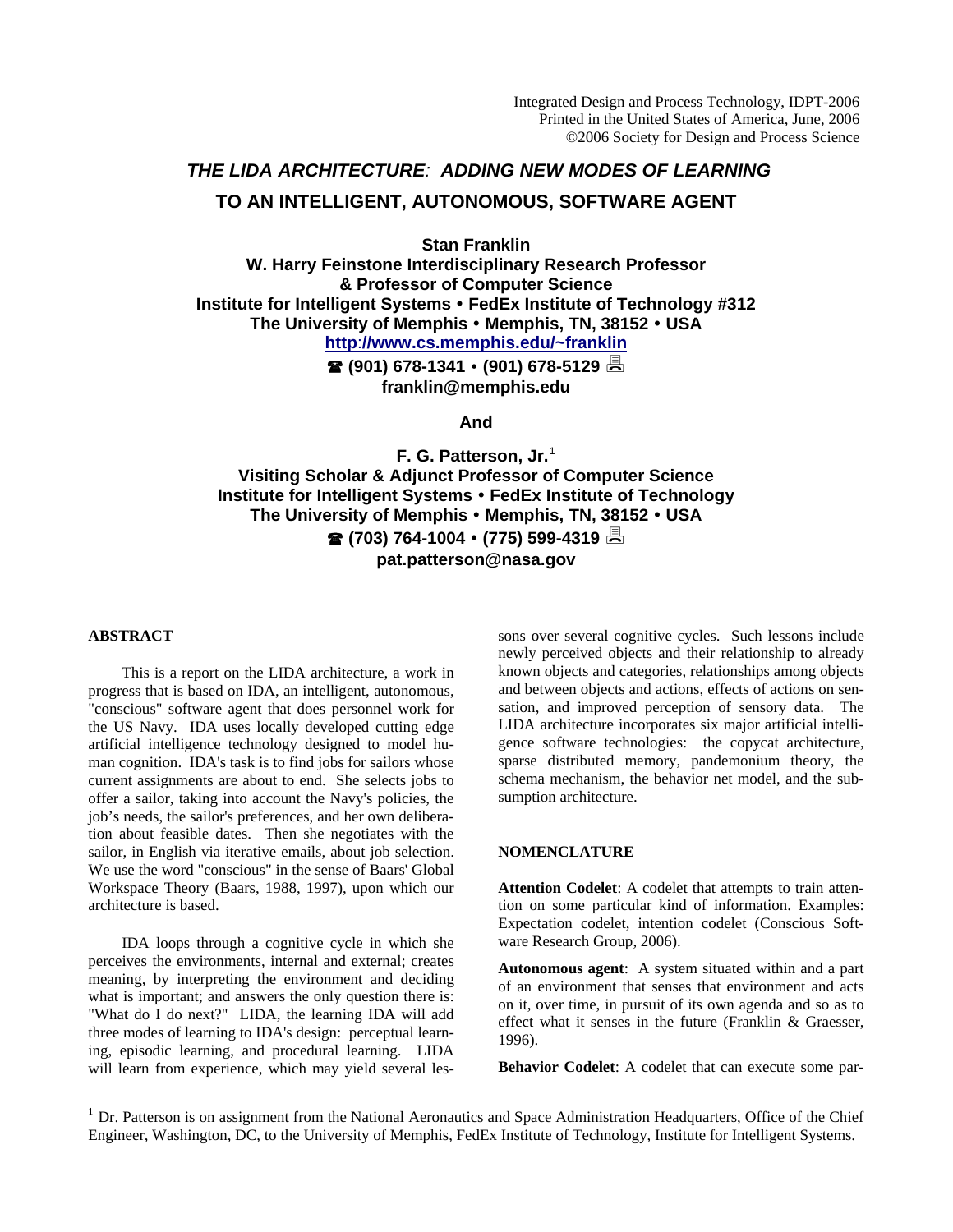Integrated Design and Process Technology, IDPT-2006
Printed in the United States of America, June, 2006
©2006 Society for Design and Process Science

# *THE LIDA ARCHITECTURE: ADDING NEW MODES OF LEARNING* TO AN INTELLIGENT, AUTONOMOUS, SOFTWARE AGENT

**Stan Franklin**
**W. Harry Feinstone Interdisciplinary Research Professor**
**& Professor of Computer Science**
**Institute for Intelligent Systems • FedEx Institute of Technology #312**
**The University of Memphis • Memphis, TN, 38152 • USA**
**http://www.cs.memphis.edu/~franklin**
**☎ (901) 678-1341 • (901) 678-5129 🖷**
**franklin@memphis.edu**

**And**

**F. G. Patterson, Jr.**[1]
**Visiting Scholar & Adjunct Professor of Computer Science**
**Institute for Intelligent Systems • FedEx Institute of Technology**
**The University of Memphis • Memphis, TN, 38152 • USA**
**☎ (703) 764-1004 • (775) 599-4319 🖷**
**pat.patterson@nasa.gov**

## ABSTRACT

This is a report on the LIDA architecture, a work in progress that is based on IDA, an intelligent, autonomous, "conscious" software agent that does personnel work for the US Navy. IDA uses locally developed cutting edge artificial intelligence technology designed to model human cognition. IDA's task is to find jobs for sailors whose current assignments are about to end. She selects jobs to offer a sailor, taking into account the Navy's policies, the job's needs, the sailor's preferences, and her own deliberation about feasible dates. Then she negotiates with the sailor, in English via iterative emails, about job selection. We use the word "conscious" in the sense of Baars' Global Workspace Theory (Baars, 1988, 1997), upon which our architecture is based.

IDA loops through a cognitive cycle in which she perceives the environments, internal and external; creates meaning, by interpreting the environment and deciding what is important; and answers the only question there is: "What do I do next?" LIDA, the learning IDA will add three modes of learning to IDA's design: perceptual learning, episodic learning, and procedural learning. LIDA will learn from experience, which may yield several lessons over several cognitive cycles. Such lessons include newly perceived objects and their relationship to already known objects and categories, relationships among objects and between objects and actions, effects of actions on sensation, and improved perception of sensory data. The LIDA architecture incorporates six major artificial intelligence software technologies: the copycat architecture, sparse distributed memory, pandemonium theory, the schema mechanism, the behavior net model, and the subsumption architecture.

## NOMENCLATURE

**Attention Codelet**: A codelet that attempts to train attention on some particular kind of information. Examples: Expectation codelet, intention codelet (Conscious Software Research Group, 2006).

**Autonomous agent**: A system situated within and a part of an environment that senses that environment and acts on it, over time, in pursuit of its own agenda and so as to effect what it senses in the future (Franklin & Graesser, 1996).

**Behavior Codelet**: A codelet that can execute some par-

[1] Dr. Patterson is on assignment from the National Aeronautics and Space Administration Headquarters, Office of the Chief Engineer, Washington, DC, to the University of Memphis, FedEx Institute of Technology, Institute for Intelligent Systems.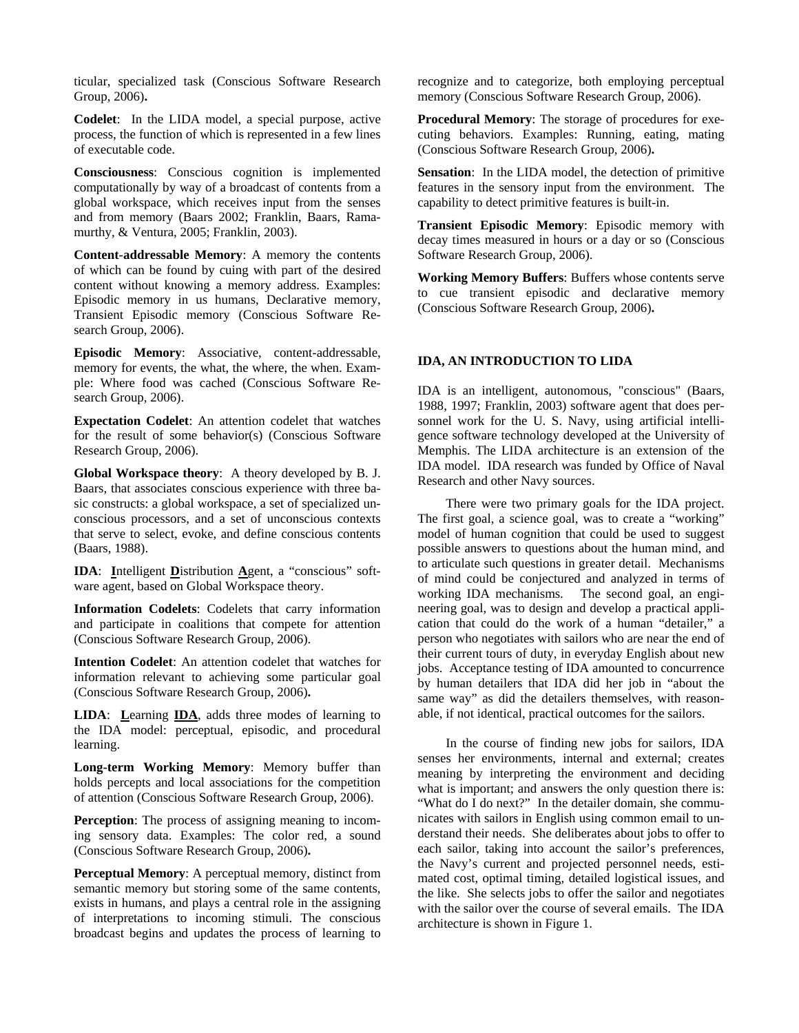ticular, specialized task (Conscious Software Research Group, 2006).

**Codelet**: In the LIDA model, a special purpose, active process, the function of which is represented in a few lines of executable code.

**Consciousness**: Conscious cognition is implemented computationally by way of a broadcast of contents from a global workspace, which receives input from the senses and from memory (Baars 2002; Franklin, Baars, Ramamurthy, & Ventura, 2005; Franklin, 2003).

**Content-addressable Memory**: A memory the contents of which can be found by cuing with part of the desired content without knowing a memory address. Examples: Episodic memory in us humans, Declarative memory, Transient Episodic memory (Conscious Software Research Group, 2006).

**Episodic Memory**: Associative, content-addressable, memory for events, the what, the where, the when. Example: Where food was cached (Conscious Software Research Group, 2006).

**Expectation Codelet**: An attention codelet that watches for the result of some behavior(s) (Conscious Software Research Group, 2006).

**Global Workspace theory**: A theory developed by B. J. Baars, that associates conscious experience with three basic constructs: a global workspace, a set of specialized unconscious processors, and a set of unconscious contexts that serve to select, evoke, and define conscious contents (Baars, 1988).

**IDA**: **I**ntelligent **D**istribution **A**gent, a "conscious" software agent, based on Global Workspace theory.

**Information Codelets**: Codelets that carry information and participate in coalitions that compete for attention (Conscious Software Research Group, 2006).

**Intention Codelet**: An attention codelet that watches for information relevant to achieving some particular goal (Conscious Software Research Group, 2006).

**LIDA**: **L**earning **IDA**, adds three modes of learning to the IDA model: perceptual, episodic, and procedural learning.

**Long-term Working Memory**: Memory buffer than holds percepts and local associations for the competition of attention (Conscious Software Research Group, 2006).

**Perception**: The process of assigning meaning to incoming sensory data. Examples: The color red, a sound (Conscious Software Research Group, 2006).

**Perceptual Memory**: A perceptual memory, distinct from semantic memory but storing some of the same contents, exists in humans, and plays a central role in the assigning of interpretations to incoming stimuli. The conscious broadcast begins and updates the process of learning to recognize and to categorize, both employing perceptual memory (Conscious Software Research Group, 2006).

**Procedural Memory**: The storage of procedures for executing behaviors. Examples: Running, eating, mating (Conscious Software Research Group, 2006).

**Sensation**: In the LIDA model, the detection of primitive features in the sensory input from the environment. The capability to detect primitive features is built-in.

**Transient Episodic Memory**: Episodic memory with decay times measured in hours or a day or so (Conscious Software Research Group, 2006).

**Working Memory Buffers**: Buffers whose contents serve to cue transient episodic and declarative memory (Conscious Software Research Group, 2006).

## IDA, AN INTRODUCTION TO LIDA

IDA is an intelligent, autonomous, "conscious" (Baars, 1988, 1997; Franklin, 2003) software agent that does personnel work for the U. S. Navy, using artificial intelligence software technology developed at the University of Memphis. The LIDA architecture is an extension of the IDA model. IDA research was funded by Office of Naval Research and other Navy sources.

There were two primary goals for the IDA project. The first goal, a science goal, was to create a "working" model of human cognition that could be used to suggest possible answers to questions about the human mind, and to articulate such questions in greater detail. Mechanisms of mind could be conjectured and analyzed in terms of working IDA mechanisms. The second goal, an engineering goal, was to design and develop a practical application that could do the work of a human "detailer," a person who negotiates with sailors who are near the end of their current tours of duty, in everyday English about new jobs. Acceptance testing of IDA amounted to concurrence by human detailers that IDA did her job in "about the same way" as did the detailers themselves, with reasonable, if not identical, practical outcomes for the sailors.

In the course of finding new jobs for sailors, IDA senses her environments, internal and external; creates meaning by interpreting the environment and deciding what is important; and answers the only question there is: "What do I do next?" In the detailer domain, she communicates with sailors in English using common email to understand their needs. She deliberates about jobs to offer to each sailor, taking into account the sailor's preferences, the Navy's current and projected personnel needs, estimated cost, optimal timing, detailed logistical issues, and the like. She selects jobs to offer the sailor and negotiates with the sailor over the course of several emails. The IDA architecture is shown in Figure 1.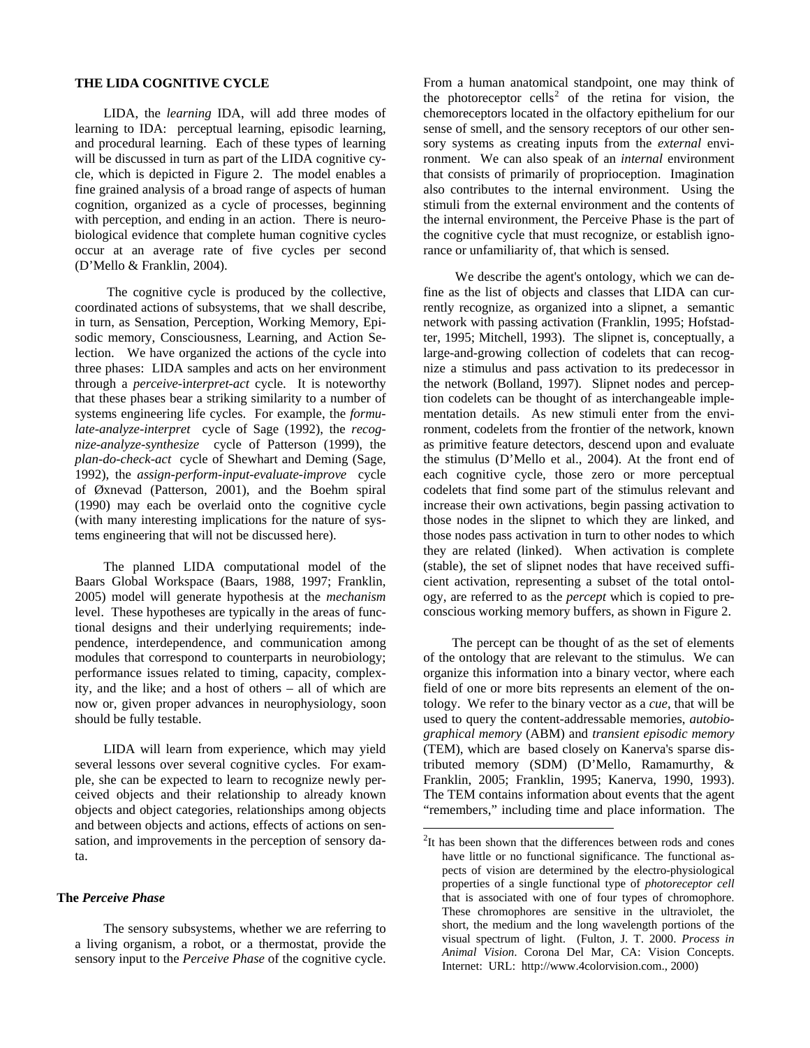## THE LIDA COGNITIVE CYCLE

LIDA, the *learning* IDA, will add three modes of learning to IDA: perceptual learning, episodic learning, and procedural learning. Each of these types of learning will be discussed in turn as part of the LIDA cognitive cycle, which is depicted in Figure 2. The model enables a fine grained analysis of a broad range of aspects of human cognition, organized as a cycle of processes, beginning with perception, and ending in an action. There is neurobiological evidence that complete human cognitive cycles occur at an average rate of five cycles per second (D'Mello & Franklin, 2004).

The cognitive cycle is produced by the collective, coordinated actions of subsystems, that we shall describe, in turn, as Sensation, Perception, Working Memory, Episodic memory, Consciousness, Learning, and Action Selection. We have organized the actions of the cycle into three phases: LIDA samples and acts on her environment through a *perceive*-i*nterpret-act* cycle. It is noteworthy that these phases bear a striking similarity to a number of systems engineering life cycles. For example, the *formulate-analyze-interpret* cycle of Sage (1992), the *recognize-analyze-synthesize* cycle of Patterson (1999), the *plan-do-check-act* cycle of Shewhart and Deming (Sage, 1992), the *assign-perform-input-evaluate-improve* cycle of Øxnevad (Patterson, 2001), and the Boehm spiral (1990) may each be overlaid onto the cognitive cycle (with many interesting implications for the nature of systems engineering that will not be discussed here).

The planned LIDA computational model of the Baars Global Workspace (Baars, 1988, 1997; Franklin, 2005) model will generate hypothesis at the *mechanism* level. These hypotheses are typically in the areas of functional designs and their underlying requirements; independence, interdependence, and communication among modules that correspond to counterparts in neurobiology; performance issues related to timing, capacity, complexity, and the like; and a host of others – all of which are now or, given proper advances in neurophysiology, soon should be fully testable.

LIDA will learn from experience, which may yield several lessons over several cognitive cycles. For example, she can be expected to learn to recognize newly perceived objects and their relationship to already known objects and object categories, relationships among objects and between objects and actions, effects of actions on sensation, and improvements in the perception of sensory data.

### The *Perceive Phase*

The sensory subsystems, whether we are referring to a living organism, a robot, or a thermostat, provide the sensory input to the *Perceive Phase* of the cognitive cycle. From a human anatomical standpoint, one may think of the photoreceptor cells[2] of the retina for vision, the chemoreceptors located in the olfactory epithelium for our sense of smell, and the sensory receptors of our other sensory systems as creating inputs from the *external* environment. We can also speak of an *internal* environment that consists of primarily of proprioception. Imagination also contributes to the internal environment. Using the stimuli from the external environment and the contents of the internal environment, the Perceive Phase is the part of the cognitive cycle that must recognize, or establish ignorance or unfamiliarity of, that which is sensed.

We describe the agent's ontology, which we can define as the list of objects and classes that LIDA can currently recognize, as organized into a slipnet, a semantic network with passing activation (Franklin, 1995; Hofstadter, 1995; Mitchell, 1993). The slipnet is, conceptually, a large-and-growing collection of codelets that can recognize a stimulus and pass activation to its predecessor in the network (Bolland, 1997). Slipnet nodes and perception codelets can be thought of as interchangeable implementation details. As new stimuli enter from the environment, codelets from the frontier of the network, known as primitive feature detectors, descend upon and evaluate the stimulus (D'Mello et al., 2004). At the front end of each cognitive cycle, those zero or more perceptual codelets that find some part of the stimulus relevant and increase their own activations, begin passing activation to those nodes in the slipnet to which they are linked, and those nodes pass activation in turn to other nodes to which they are related (linked). When activation is complete (stable), the set of slipnet nodes that have received sufficient activation, representing a subset of the total ontology, are referred to as the *percept* which is copied to preconscious working memory buffers, as shown in Figure 2.

The percept can be thought of as the set of elements of the ontology that are relevant to the stimulus. We can organize this information into a binary vector, where each field of one or more bits represents an element of the ontology. We refer to the binary vector as a *cue*, that will be used to query the content-addressable memories, *autobiographical memory* (ABM) and *transient episodic memory* (TEM), which are based closely on Kanerva's sparse distributed memory (SDM) (D'Mello, Ramamurthy, & Franklin, 2005; Franklin, 1995; Kanerva, 1990, 1993). The TEM contains information about events that the agent "remembers," including time and place information. The

[2] It has been shown that the differences between rods and cones have little or no functional significance. The functional aspects of vision are determined by the electro-physiological properties of a single functional type of *photoreceptor cell* that is associated with one of four types of chromophore. These chromophores are sensitive in the ultraviolet, the short, the medium and the long wavelength portions of the visual spectrum of light. (Fulton, J. T. 2000. *Process in Animal Vision*. Corona Del Mar, CA: Vision Concepts. Internet: URL: http://www.4colorvision.com., 2000)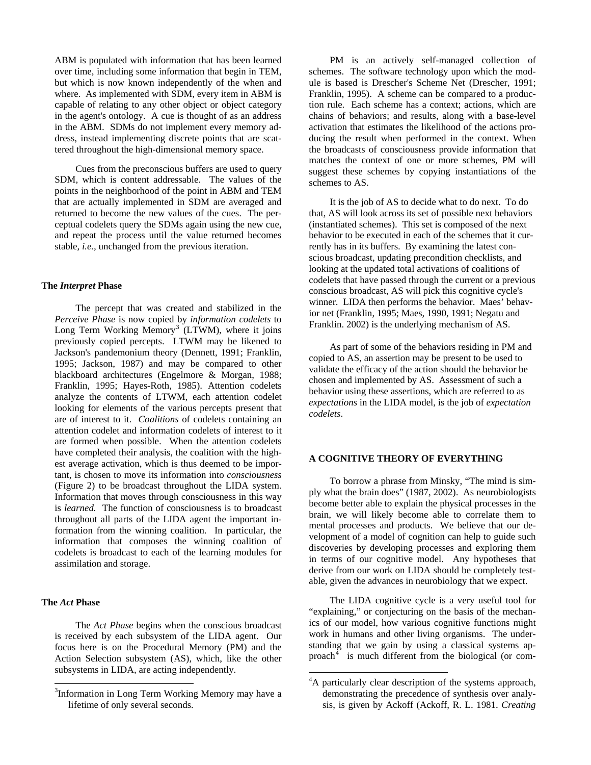ABM is populated with information that has been learned over time, including some information that begin in TEM, but which is now known independently of the when and where. As implemented with SDM, every item in ABM is capable of relating to any other object or object category in the agent's ontology. A cue is thought of as an address in the ABM. SDMs do not implement every memory address, instead implementing discrete points that are scattered throughout the high-dimensional memory space.

Cues from the preconscious buffers are used to query SDM, which is content addressable. The values of the points in the neighborhood of the point in ABM and TEM that are actually implemented in SDM are averaged and returned to become the new values of the cues. The perceptual codelets query the SDMs again using the new cue, and repeat the process until the value returned becomes stable, *i.e.*, unchanged from the previous iteration.

### The *Interpret* Phase

The percept that was created and stabilized in the *Perceive Phase* is now copied by *information codelets* to Long Term Working Memory[3] (LTWM), where it joins previously copied percepts. LTWM may be likened to Jackson's pandemonium theory (Dennett, 1991; Franklin, 1995; Jackson, 1987) and may be compared to other blackboard architectures (Engelmore & Morgan, 1988; Franklin, 1995; Hayes-Roth, 1985). Attention codelets analyze the contents of LTWM, each attention codelet looking for elements of the various percepts present that are of interest to it. *Coalitions* of codelets containing an attention codelet and information codelets of interest to it are formed when possible. When the attention codelets have completed their analysis, the coalition with the highest average activation, which is thus deemed to be important, is chosen to move its information into *consciousness* (Figure 2) to be broadcast throughout the LIDA system. Information that moves through consciousness in this way is *learned.* The function of consciousness is to broadcast throughout all parts of the LIDA agent the important information from the winning coalition. In particular, the information that composes the winning coalition of codelets is broadcast to each of the learning modules for assimilation and storage.

### The *Act* Phase

The *Act Phase* begins when the conscious broadcast is received by each subsystem of the LIDA agent. Our focus here is on the Procedural Memory (PM) and the Action Selection subsystem (AS), which, like the other subsystems in LIDA, are acting independently.

PM is an actively self-managed collection of schemes. The software technology upon which the module is based is Drescher's Scheme Net (Drescher, 1991; Franklin, 1995). A scheme can be compared to a production rule. Each scheme has a context; actions, which are chains of behaviors; and results, along with a base-level activation that estimates the likelihood of the actions producing the result when performed in the context. When the broadcasts of consciousness provide information that matches the context of one or more schemes, PM will suggest these schemes by copying instantiations of the schemes to AS.

It is the job of AS to decide what to do next. To do that, AS will look across its set of possible next behaviors (instantiated schemes). This set is composed of the next behavior to be executed in each of the schemes that it currently has in its buffers. By examining the latest conscious broadcast, updating precondition checklists, and looking at the updated total activations of coalitions of codelets that have passed through the current or a previous conscious broadcast, AS will pick this cognitive cycle's winner. LIDA then performs the behavior. Maes' behavior net (Franklin, 1995; Maes, 1990, 1991; Negatu and Franklin. 2002) is the underlying mechanism of AS.

As part of some of the behaviors residing in PM and copied to AS, an assertion may be present to be used to validate the efficacy of the action should the behavior be chosen and implemented by AS. Assessment of such a behavior using these assertions, which are referred to as *expectations* in the LIDA model, is the job of *expectation codelets*.

## A COGNITIVE THEORY OF EVERYTHING

To borrow a phrase from Minsky, "The mind is simply what the brain does" (1987, 2002). As neurobiologists become better able to explain the physical processes in the brain, we will likely become able to correlate them to mental processes and products. We believe that our development of a model of cognition can help to guide such discoveries by developing processes and exploring them in terms of our cognitive model. Any hypotheses that derive from our work on LIDA should be completely testable, given the advances in neurobiology that we expect.

The LIDA cognitive cycle is a very useful tool for "explaining," or conjecturing on the basis of the mechanics of our model, how various cognitive functions might work in humans and other living organisms. The understanding that we gain by using a classical systems approach[4] is much different from the biological (or com-

---

[3] Information in Long Term Working Memory may have a lifetime of only several seconds.

[4] A particularly clear description of the systems approach, demonstrating the precedence of synthesis over analysis, is given by Ackoff (Ackoff, R. L. 1981. *Creating*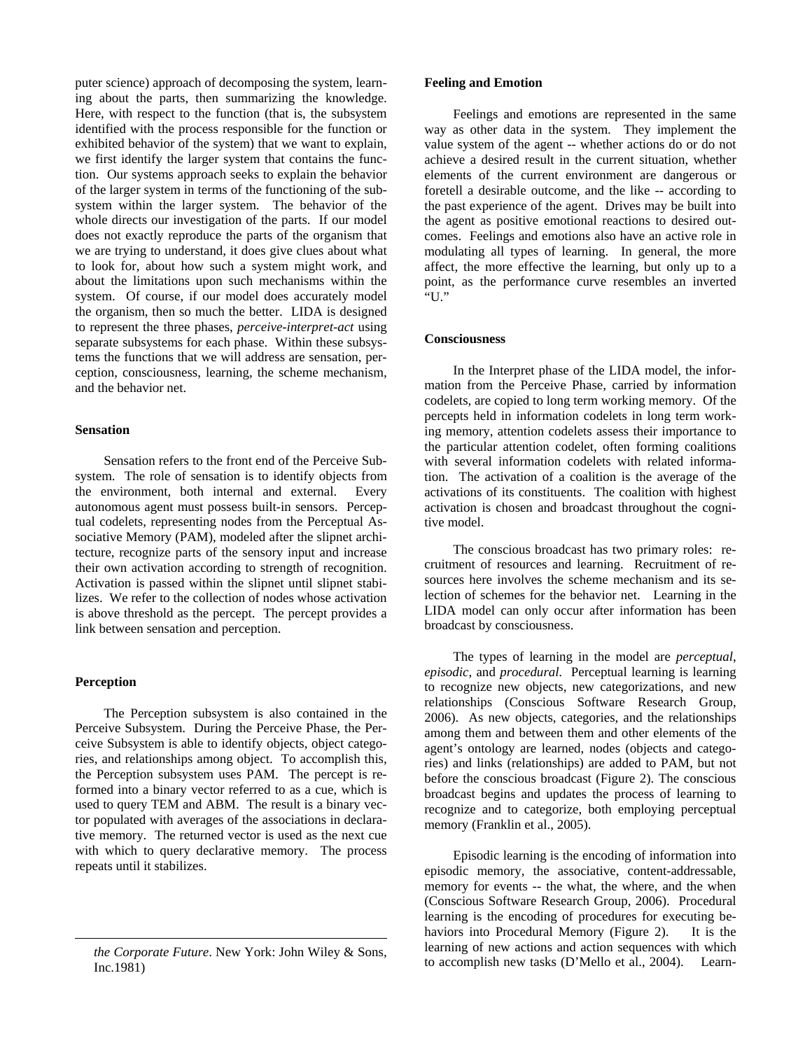puter science) approach of decomposing the system, learning about the parts, then summarizing the knowledge. Here, with respect to the function (that is, the subsystem identified with the process responsible for the function or exhibited behavior of the system) that we want to explain, we first identify the larger system that contains the function. Our systems approach seeks to explain the behavior of the larger system in terms of the functioning of the subsystem within the larger system. The behavior of the whole directs our investigation of the parts. If our model does not exactly reproduce the parts of the organism that we are trying to understand, it does give clues about what to look for, about how such a system might work, and about the limitations upon such mechanisms within the system. Of course, if our model does accurately model the organism, then so much the better. LIDA is designed to represent the three phases, *perceive-interpret-act* using separate subsystems for each phase. Within these subsystems the functions that we will address are sensation, perception, consciousness, learning, the scheme mechanism, and the behavior net.

#### Sensation

Sensation refers to the front end of the Perceive Subsystem. The role of sensation is to identify objects from the environment, both internal and external. Every autonomous agent must possess built-in sensors. Perceptual codelets, representing nodes from the Perceptual Associative Memory (PAM), modeled after the slipnet architecture, recognize parts of the sensory input and increase their own activation according to strength of recognition. Activation is passed within the slipnet until slipnet stabilizes. We refer to the collection of nodes whose activation is above threshold as the percept. The percept provides a link between sensation and perception.

#### Perception

The Perception subsystem is also contained in the Perceive Subsystem. During the Perceive Phase, the Perceive Subsystem is able to identify objects, object categories, and relationships among object. To accomplish this, the Perception subsystem uses PAM. The percept is reformed into a binary vector referred to as a cue, which is used to query TEM and ABM. The result is a binary vector populated with averages of the associations in declarative memory. The returned vector is used as the next cue with which to query declarative memory. The process repeats until it stabilizes.

---

*the Corporate Future*. New York: John Wiley & Sons, Inc.1981)

#### Feeling and Emotion

Feelings and emotions are represented in the same way as other data in the system. They implement the value system of the agent -- whether actions do or do not achieve a desired result in the current situation, whether elements of the current environment are dangerous or foretell a desirable outcome, and the like -- according to the past experience of the agent. Drives may be built into the agent as positive emotional reactions to desired outcomes. Feelings and emotions also have an active role in modulating all types of learning. In general, the more affect, the more effective the learning, but only up to a point, as the performance curve resembles an inverted "U."

#### Consciousness

In the Interpret phase of the LIDA model, the information from the Perceive Phase, carried by information codelets, are copied to long term working memory. Of the percepts held in information codelets in long term working memory, attention codelets assess their importance to the particular attention codelet, often forming coalitions with several information codelets with related information. The activation of a coalition is the average of the activations of its constituents. The coalition with highest activation is chosen and broadcast throughout the cognitive model.

The conscious broadcast has two primary roles: recruitment of resources and learning. Recruitment of resources here involves the scheme mechanism and its selection of schemes for the behavior net. Learning in the LIDA model can only occur after information has been broadcast by consciousness.

The types of learning in the model are *perceptual*, *episodic*, and *procedural*. Perceptual learning is learning to recognize new objects, new categorizations, and new relationships (Conscious Software Research Group, 2006). As new objects, categories, and the relationships among them and between them and other elements of the agent's ontology are learned, nodes (objects and categories) and links (relationships) are added to PAM, but not before the conscious broadcast (Figure 2). The conscious broadcast begins and updates the process of learning to recognize and to categorize, both employing perceptual memory (Franklin et al., 2005).

Episodic learning is the encoding of information into episodic memory, the associative, content-addressable, memory for events -- the what, the where, and the when (Conscious Software Research Group, 2006). Procedural learning is the encoding of procedures for executing behaviors into Procedural Memory (Figure 2). It is the learning of new actions and action sequences with which to accomplish new tasks (D'Mello et al., 2004). Learn-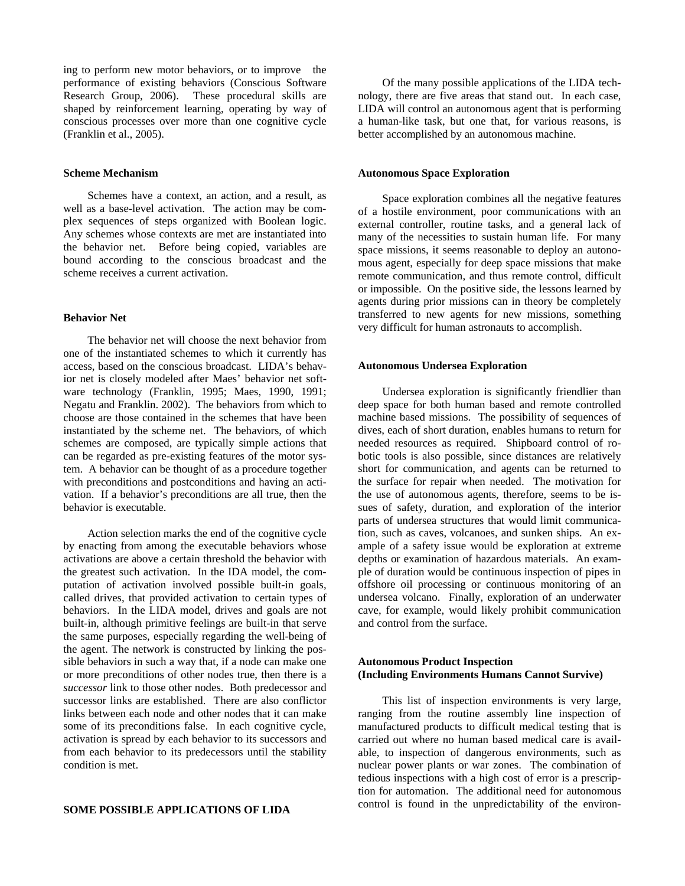ing to perform new motor behaviors, or to improve the performance of existing behaviors (Conscious Software Research Group, 2006). These procedural skills are shaped by reinforcement learning, operating by way of conscious processes over more than one cognitive cycle (Franklin et al., 2005).

### Scheme Mechanism

Schemes have a context, an action, and a result, as well as a base-level activation. The action may be complex sequences of steps organized with Boolean logic. Any schemes whose contexts are met are instantiated into the behavior net. Before being copied, variables are bound according to the conscious broadcast and the scheme receives a current activation.

### Behavior Net

The behavior net will choose the next behavior from one of the instantiated schemes to which it currently has access, based on the conscious broadcast. LIDA's behavior net is closely modeled after Maes' behavior net software technology (Franklin, 1995; Maes, 1990, 1991; Negatu and Franklin. 2002). The behaviors from which to choose are those contained in the schemes that have been instantiated by the scheme net. The behaviors, of which schemes are composed, are typically simple actions that can be regarded as pre-existing features of the motor system. A behavior can be thought of as a procedure together with preconditions and postconditions and having an activation. If a behavior's preconditions are all true, then the behavior is executable.

Action selection marks the end of the cognitive cycle by enacting from among the executable behaviors whose activations are above a certain threshold the behavior with the greatest such activation. In the IDA model, the computation of activation involved possible built-in goals, called drives, that provided activation to certain types of behaviors. In the LIDA model, drives and goals are not built-in, although primitive feelings are built-in that serve the same purposes, especially regarding the well-being of the agent. The network is constructed by linking the possible behaviors in such a way that, if a node can make one or more preconditions of other nodes true, then there is a *successor* link to those other nodes. Both predecessor and successor links are established. There are also conflictor links between each node and other nodes that it can make some of its preconditions false. In each cognitive cycle, activation is spread by each behavior to its successors and from each behavior to its predecessors until the stability condition is met.

## SOME POSSIBLE APPLICATIONS OF LIDA

Of the many possible applications of the LIDA technology, there are five areas that stand out. In each case, LIDA will control an autonomous agent that is performing a human-like task, but one that, for various reasons, is better accomplished by an autonomous machine.

### Autonomous Space Exploration

Space exploration combines all the negative features of a hostile environment, poor communications with an external controller, routine tasks, and a general lack of many of the necessities to sustain human life. For many space missions, it seems reasonable to deploy an autonomous agent, especially for deep space missions that make remote communication, and thus remote control, difficult or impossible. On the positive side, the lessons learned by agents during prior missions can in theory be completely transferred to new agents for new missions, something very difficult for human astronauts to accomplish.

### Autonomous Undersea Exploration

Undersea exploration is significantly friendlier than deep space for both human based and remote controlled machine based missions. The possibility of sequences of dives, each of short duration, enables humans to return for needed resources as required. Shipboard control of robotic tools is also possible, since distances are relatively short for communication, and agents can be returned to the surface for repair when needed. The motivation for the use of autonomous agents, therefore, seems to be issues of safety, duration, and exploration of the interior parts of undersea structures that would limit communication, such as caves, volcanoes, and sunken ships. An example of a safety issue would be exploration at extreme depths or examination of hazardous materials. An example of duration would be continuous inspection of pipes in offshore oil processing or continuous monitoring of an undersea volcano. Finally, exploration of an underwater cave, for example, would likely prohibit communication and control from the surface.

### Autonomous Product Inspection (Including Environments Humans Cannot Survive)

This list of inspection environments is very large, ranging from the routine assembly line inspection of manufactured products to difficult medical testing that is carried out where no human based medical care is available, to inspection of dangerous environments, such as nuclear power plants or war zones. The combination of tedious inspections with a high cost of error is a prescription for automation. The additional need for autonomous control is found in the unpredictability of the environ-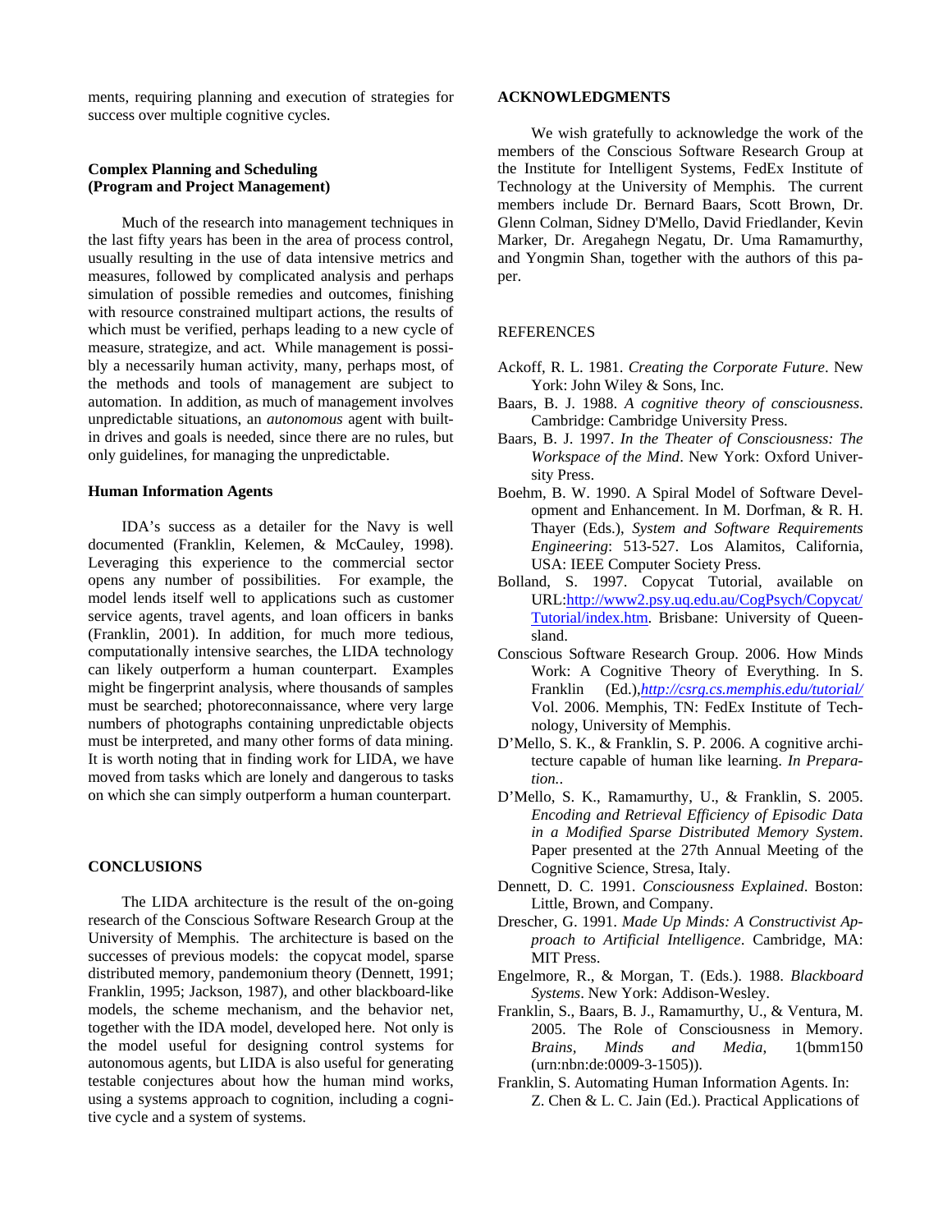ments, requiring planning and execution of strategies for success over multiple cognitive cycles.

### Complex Planning and Scheduling (Program and Project Management)

Much of the research into management techniques in the last fifty years has been in the area of process control, usually resulting in the use of data intensive metrics and measures, followed by complicated analysis and perhaps simulation of possible remedies and outcomes, finishing with resource constrained multipart actions, the results of which must be verified, perhaps leading to a new cycle of measure, strategize, and act. While management is possibly a necessarily human activity, many, perhaps most, of the methods and tools of management are subject to automation. In addition, as much of management involves unpredictable situations, an *autonomous* agent with built-in drives and goals is needed, since there are no rules, but only guidelines, for managing the unpredictable.

### Human Information Agents

IDA's success as a detailer for the Navy is well documented (Franklin, Kelemen, & McCauley, 1998). Leveraging this experience to the commercial sector opens any number of possibilities. For example, the model lends itself well to applications such as customer service agents, travel agents, and loan officers in banks (Franklin, 2001). In addition, for much more tedious, computationally intensive searches, the LIDA technology can likely outperform a human counterpart. Examples might be fingerprint analysis, where thousands of samples must be searched; photoreconnaissance, where very large numbers of photographs containing unpredictable objects must be interpreted, and many other forms of data mining. It is worth noting that in finding work for LIDA, we have moved from tasks which are lonely and dangerous to tasks on which she can simply outperform a human counterpart.

## CONCLUSIONS

The LIDA architecture is the result of the on-going research of the Conscious Software Research Group at the University of Memphis. The architecture is based on the successes of previous models: the copycat model, sparse distributed memory, pandemonium theory (Dennett, 1991; Franklin, 1995; Jackson, 1987), and other blackboard-like models, the scheme mechanism, and the behavior net, together with the IDA model, developed here. Not only is the model useful for designing control systems for autonomous agents, but LIDA is also useful for generating testable conjectures about how the human mind works, using a systems approach to cognition, including a cognitive cycle and a system of systems.

## ACKNOWLEDGMENTS

We wish gratefully to acknowledge the work of the members of the Conscious Software Research Group at the Institute for Intelligent Systems, FedEx Institute of Technology at the University of Memphis. The current members include Dr. Bernard Baars, Scott Brown, Dr. Glenn Colman, Sidney D'Mello, David Friedlander, Kevin Marker, Dr. Aregahegn Negatu, Dr. Uma Ramamurthy, and Yongmin Shan, together with the authors of this paper.

## REFERENCES

Ackoff, R. L. 1981. *Creating the Corporate Future*. New York: John Wiley & Sons, Inc.

Baars, B. J. 1988. *A cognitive theory of consciousness*. Cambridge: Cambridge University Press.

Baars, B. J. 1997. *In the Theater of Consciousness: The Workspace of the Mind*. New York: Oxford University Press.

Boehm, B. W. 1990. A Spiral Model of Software Development and Enhancement. In M. Dorfman, & R. H. Thayer (Eds.), *System and Software Requirements Engineering*: 513-527. Los Alamitos, California, USA: IEEE Computer Society Press.

Bolland, S. 1997. Copycat Tutorial, available on URL:http://www2.psy.uq.edu.au/CogPsych/Copycat/Tutorial/index.htm. Brisbane: University of Queensland.

Conscious Software Research Group. 2006. How Minds Work: A Cognitive Theory of Everything. In S. Franklin (Ed.),*http://csrg.cs.memphis.edu/tutorial/* Vol. 2006. Memphis, TN: FedEx Institute of Technology, University of Memphis.

D'Mello, S. K., & Franklin, S. P. 2006. A cognitive architecture capable of human like learning. *In Preparation.*.

D'Mello, S. K., Ramamurthy, U., & Franklin, S. 2005. *Encoding and Retrieval Efficiency of Episodic Data in a Modified Sparse Distributed Memory System*. Paper presented at the 27th Annual Meeting of the Cognitive Science, Stresa, Italy.

Dennett, D. C. 1991. *Consciousness Explained*. Boston: Little, Brown, and Company.

Drescher, G. 1991. *Made Up Minds: A Constructivist Approach to Artificial Intelligence*. Cambridge, MA: MIT Press.

Engelmore, R., & Morgan, T. (Eds.). 1988. *Blackboard Systems*. New York: Addison-Wesley.

Franklin, S., Baars, B. J., Ramamurthy, U., & Ventura, M. 2005. The Role of Consciousness in Memory. *Brains, Minds and Media*, 1(bmm150 (urn:nbn:de:0009-3-1505)).

Franklin, S. Automating Human Information Agents. In: Z. Chen & L. C. Jain (Ed.). Practical Applications of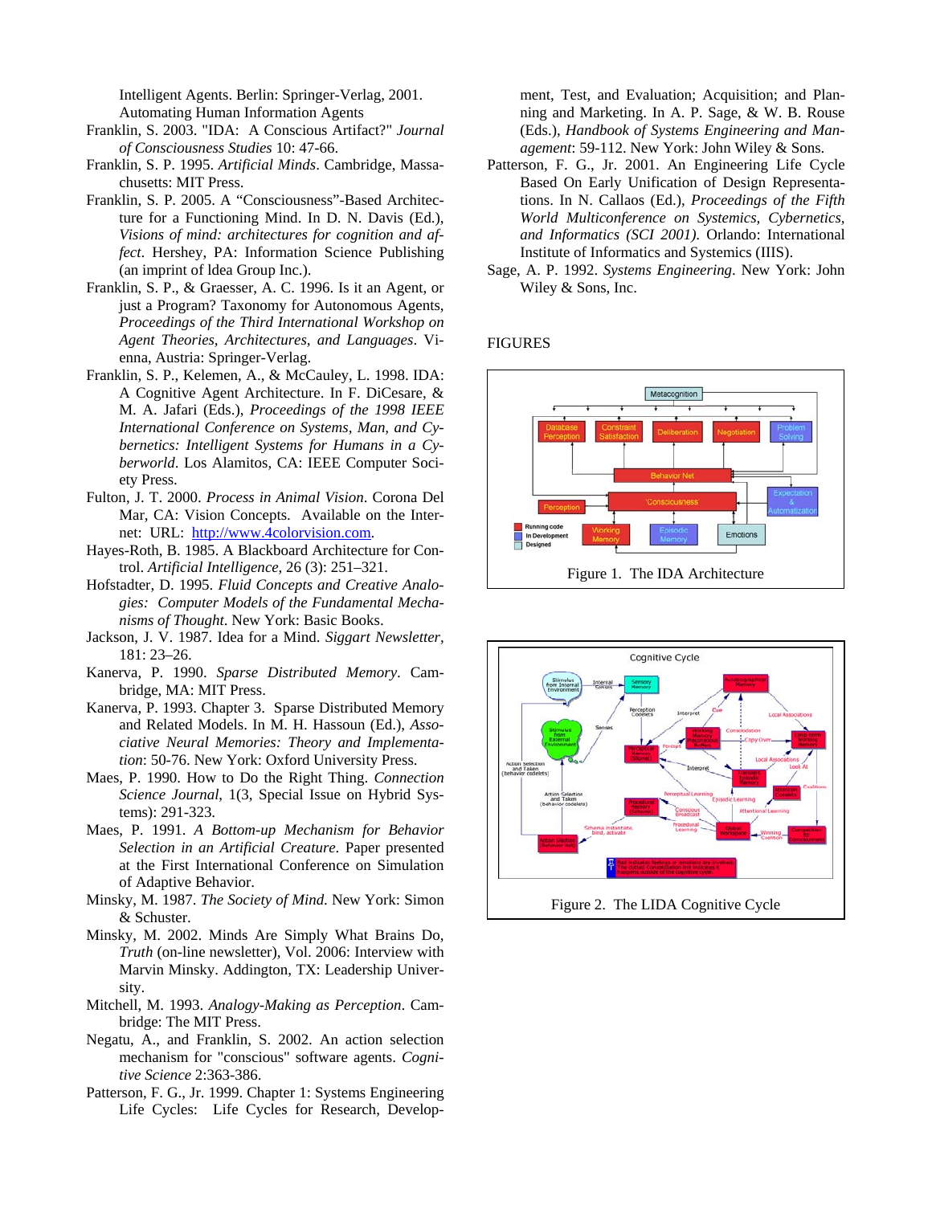Intelligent Agents. Berlin: Springer-Verlag, 2001. Automating Human Information Agents

Franklin, S. 2003. "IDA: A Conscious Artifact?" *Journal of Consciousness Studies* 10: 47-66.

Franklin, S. P. 1995. *Artificial Minds*. Cambridge, Massachusetts: MIT Press.

Franklin, S. P. 2005. A "Consciousness"-Based Architecture for a Functioning Mind. In D. N. Davis (Ed.), *Visions of mind: architectures for cognition and affect*. Hershey, PA: Information Science Publishing (an imprint of Idea Group Inc.).

Franklin, S. P., & Graesser, A. C. 1996. Is it an Agent, or just a Program? Taxonomy for Autonomous Agents, *Proceedings of the Third International Workshop on Agent Theories, Architectures, and Languages*. Vienna, Austria: Springer-Verlag.

Franklin, S. P., Kelemen, A., & McCauley, L. 1998. IDA: A Cognitive Agent Architecture. In F. DiCesare, & M. A. Jafari (Eds.), *Proceedings of the 1998 IEEE International Conference on Systems, Man, and Cybernetics: Intelligent Systems for Humans in a Cyberworld*. Los Alamitos, CA: IEEE Computer Society Press.

Fulton, J. T. 2000. *Process in Animal Vision*. Corona Del Mar, CA: Vision Concepts. Available on the Internet: URL: http://www.4colorvision.com.

Hayes-Roth, B. 1985. A Blackboard Architecture for Control. *Artificial Intelligence*, 26 (3): 251–321.

Hofstadter, D. 1995. *Fluid Concepts and Creative Analogies: Computer Models of the Fundamental Mechanisms of Thought*. New York: Basic Books.

Jackson, J. V. 1987. Idea for a Mind. *Siggart Newsletter*, 181: 23–26.

Kanerva, P. 1990. *Sparse Distributed Memory*. Cambridge, MA: MIT Press.

Kanerva, P. 1993. Chapter 3. Sparse Distributed Memory and Related Models. In M. H. Hassoun (Ed.), *Associative Neural Memories: Theory and Implementation*: 50-76. New York: Oxford University Press.

Maes, P. 1990. How to Do the Right Thing. *Connection Science Journal*, 1(3, Special Issue on Hybrid Systems): 291-323.

Maes, P. 1991. *A Bottom-up Mechanism for Behavior Selection in an Artificial Creature*. Paper presented at the First International Conference on Simulation of Adaptive Behavior.

Minsky, M. 1987. *The Society of Mind*. New York: Simon & Schuster.

Minsky, M. 2002. Minds Are Simply What Brains Do, *Truth* (on-line newsletter), Vol. 2006: Interview with Marvin Minsky. Addington, TX: Leadership University.

Mitchell, M. 1993. *Analogy-Making as Perception*. Cambridge: The MIT Press.

Negatu, A., and Franklin, S. 2002. An action selection mechanism for "conscious" software agents. *Cognitive Science* 2:363-386.

Patterson, F. G., Jr. 1999. Chapter 1: Systems Engineering Life Cycles: Life Cycles for Research, Development, Test, and Evaluation; Acquisition; and Planning and Marketing. In A. P. Sage, & W. B. Rouse (Eds.), *Handbook of Systems Engineering and Management*: 59-112. New York: John Wiley & Sons.

Patterson, F. G., Jr. 2001. An Engineering Life Cycle Based On Early Unification of Design Representations. In N. Callaos (Ed.), *Proceedings of the Fifth World Multiconference on Systemics, Cybernetics, and Informatics (SCI 2001)*. Orlando: International Institute of Informatics and Systemics (IIIS).

Sage, A. P. 1992. *Systems Engineering*. New York: John Wiley & Sons, Inc.

## FIGURES

Figure 1. The IDA Architecture

Figure 2. The LIDA Cognitive Cycle